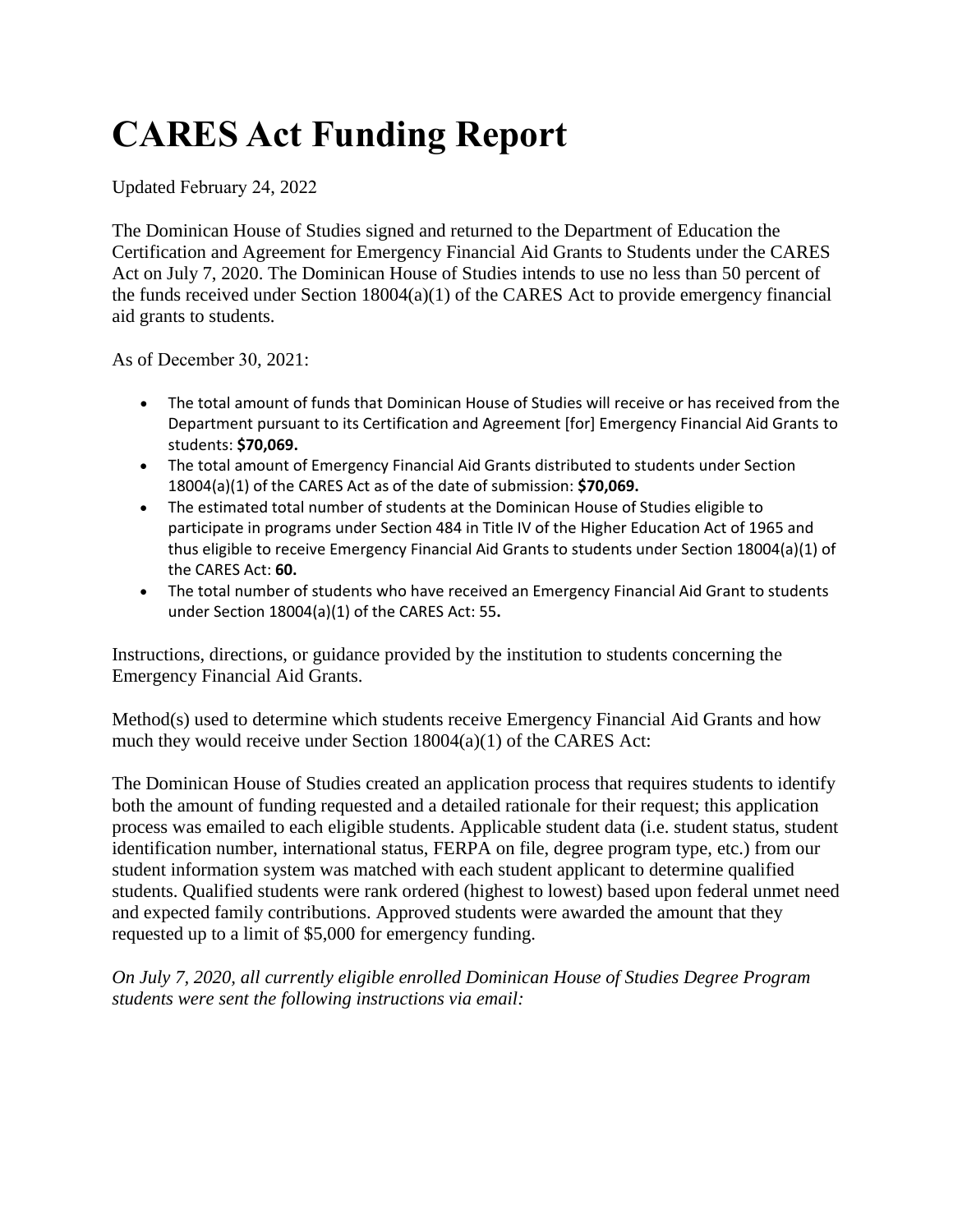# CARES Act Funding Report

Updated February 24, 2022

The Dominican House of Studies signed and returned to the Department of Education the Certification and Agreement for Emergency Financial Aid Grants to Students under the CARES Act on July 7, 2020. The Dominican House of Studies intends to use no less than 50 percent of the funds received under Section 18004(a)(1) of the CARES Act to provide emergency financial aid grants to students.

As of December 30, 2021:

- The total amount of funds that Dominican House of Studies will receive or has received from the Department pursuant to its Certification and Agreement [for] Emergency Financial Aid Grants to students: **$70,069.**
- The total amount of Emergency Financial Aid Grants distributed to students under Section 18004(a)(1) of the CARES Act as of the date of submission: **$70,069.**
- The estimated total number of students at the Dominican House of Studies eligible to participate in programs under Section 484 in Title IV of the Higher Education Act of 1965 and thus eligible to receive Emergency Financial Aid Grants to students under Section 18004(a)(1) of the CARES Act: **60.**
- The total number of students who have received an Emergency Financial Aid Grant to students under Section 18004(a)(1) of the CARES Act: 55**.**

Instructions, directions, or guidance provided by the institution to students concerning the Emergency Financial Aid Grants.

Method(s) used to determine which students receive Emergency Financial Aid Grants and how much they would receive under Section 18004(a)(1) of the CARES Act:

The Dominican House of Studies created an application process that requires students to identify both the amount of funding requested and a detailed rationale for their request; this application process was emailed to each eligible students. Applicable student data (i.e. student status, student identification number, international status, FERPA on file, degree program type, etc.) from our student information system was matched with each student applicant to determine qualified students. Qualified students were rank ordered (highest to lowest) based upon federal unmet need and expected family contributions. Approved students were awarded the amount that they requested up to a limit of $5,000 for emergency funding.

*On July 7, 2020, all currently eligible enrolled Dominican House of Studies Degree Program students were sent the following instructions via email:*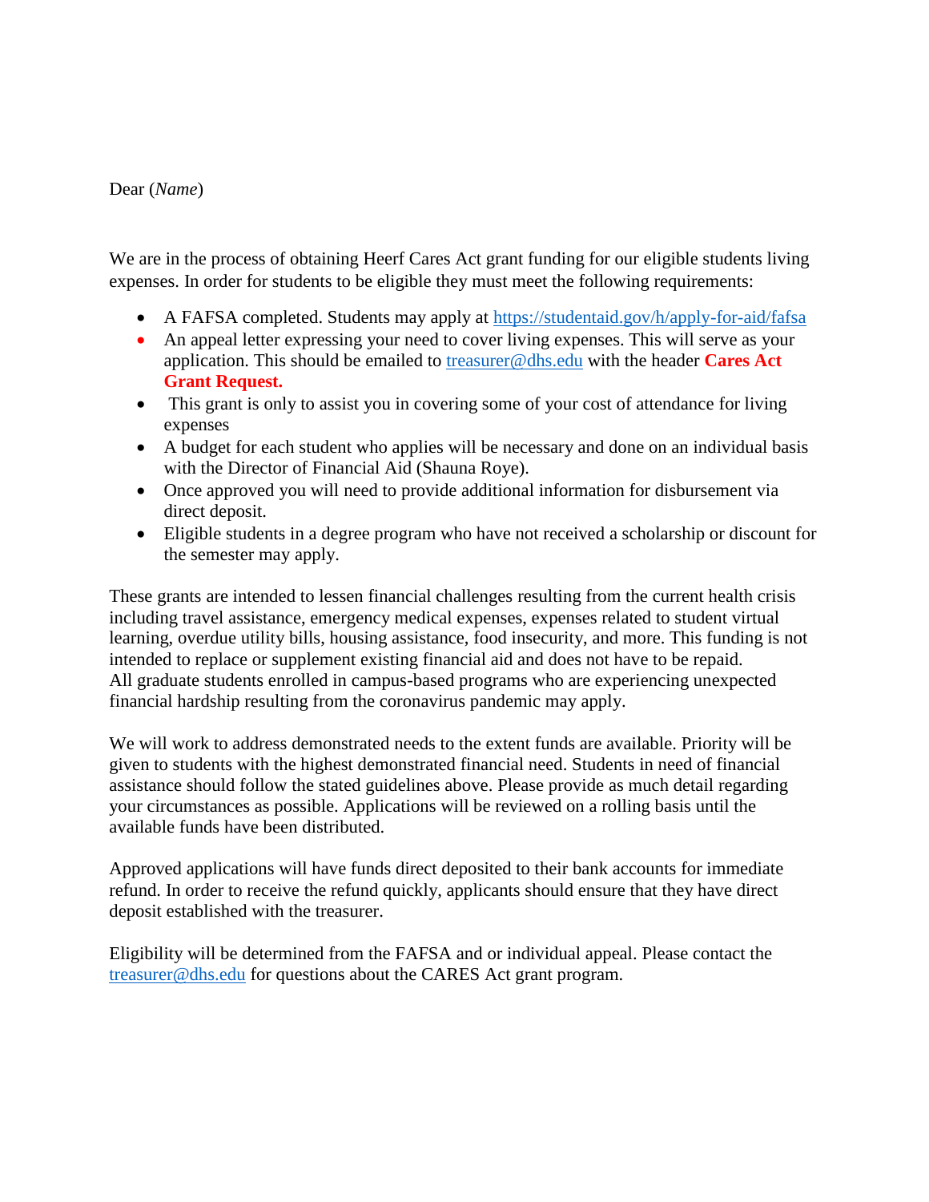Dear (*Name*)

We are in the process of obtaining Heerf Cares Act grant funding for our eligible students living expenses. In order for students to be eligible they must meet the following requirements:

- A FAFSA completed. Students may apply at https://studentaid.gov/h/apply-for-aid/fafsa
- An appeal letter expressing your need to cover living expenses. This will serve as your application. This should be emailed to treasurer@dhs.edu with the header **Cares Act Grant Request.**
- This grant is only to assist you in covering some of your cost of attendance for living expenses
- A budget for each student who applies will be necessary and done on an individual basis with the Director of Financial Aid (Shauna Roye).
- Once approved you will need to provide additional information for disbursement via direct deposit.
- Eligible students in a degree program who have not received a scholarship or discount for the semester may apply.

These grants are intended to lessen financial challenges resulting from the current health crisis including travel assistance, emergency medical expenses, expenses related to student virtual learning, overdue utility bills, housing assistance, food insecurity, and more. This funding is not intended to replace or supplement existing financial aid and does not have to be repaid. All graduate students enrolled in campus-based programs who are experiencing unexpected financial hardship resulting from the coronavirus pandemic may apply.

We will work to address demonstrated needs to the extent funds are available. Priority will be given to students with the highest demonstrated financial need. Students in need of financial assistance should follow the stated guidelines above. Please provide as much detail regarding your circumstances as possible. Applications will be reviewed on a rolling basis until the available funds have been distributed.

Approved applications will have funds direct deposited to their bank accounts for immediate refund. In order to receive the refund quickly, applicants should ensure that they have direct deposit established with the treasurer.

Eligibility will be determined from the FAFSA and or individual appeal. Please contact the treasurer@dhs.edu for questions about the CARES Act grant program.